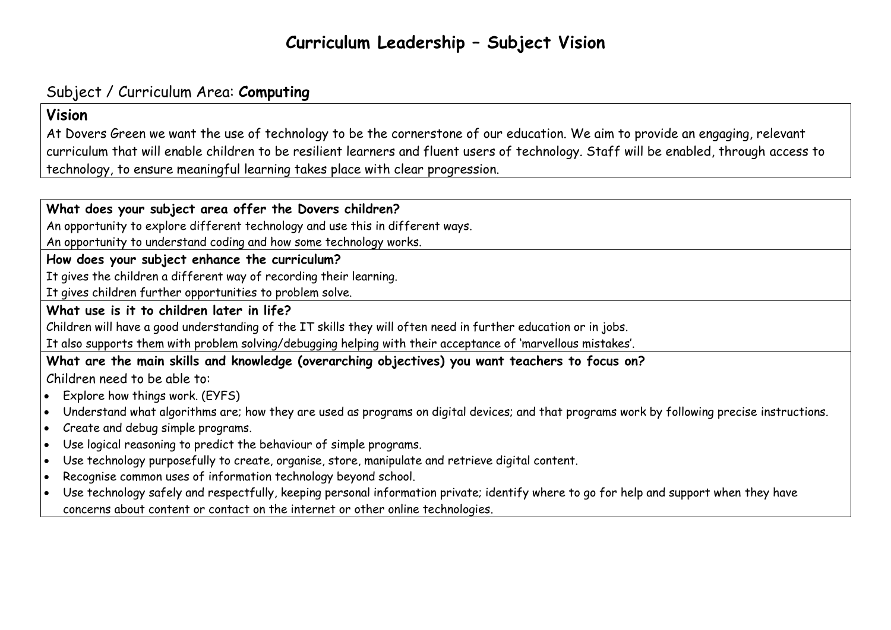# Curriculum Leadership – Subject Vision

Subject / Curriculum Area: **Computing**

## Vision

At Dovers Green we want the use of technology to be the cornerstone of our education. We aim to provide an engaging, relevant curriculum that will enable children to be resilient learners and fluent users of technology. Staff will be enabled, through access to technology, to ensure meaningful learning takes place with clear progression.

**What does your subject area offer the Dovers children?**

An opportunity to explore different technology and use this in different ways.

An opportunity to understand coding and how some technology works.

**How does your subject enhance the curriculum?**

It gives the children a different way of recording their learning.

It gives children further opportunities to problem solve.

**What use is it to children later in life?**

Children will have a good understanding of the IT skills they will often need in further education or in jobs.

It also supports them with problem solving/debugging helping with their acceptance of 'marvellous mistakes'.

**What are the main skills and knowledge (overarching objectives) you want teachers to focus on?**

Children need to be able to:

- Explore how things work. (EYFS)
- Understand what algorithms are; how they are used as programs on digital devices; and that programs work by following precise instructions.
- Create and debug simple programs.
- Use logical reasoning to predict the behaviour of simple programs.
- Use technology purposefully to create, organise, store, manipulate and retrieve digital content.
- Recognise common uses of information technology beyond school.
- Use technology safely and respectfully, keeping personal information private; identify where to go for help and support when they have concerns about content or contact on the internet or other online technologies.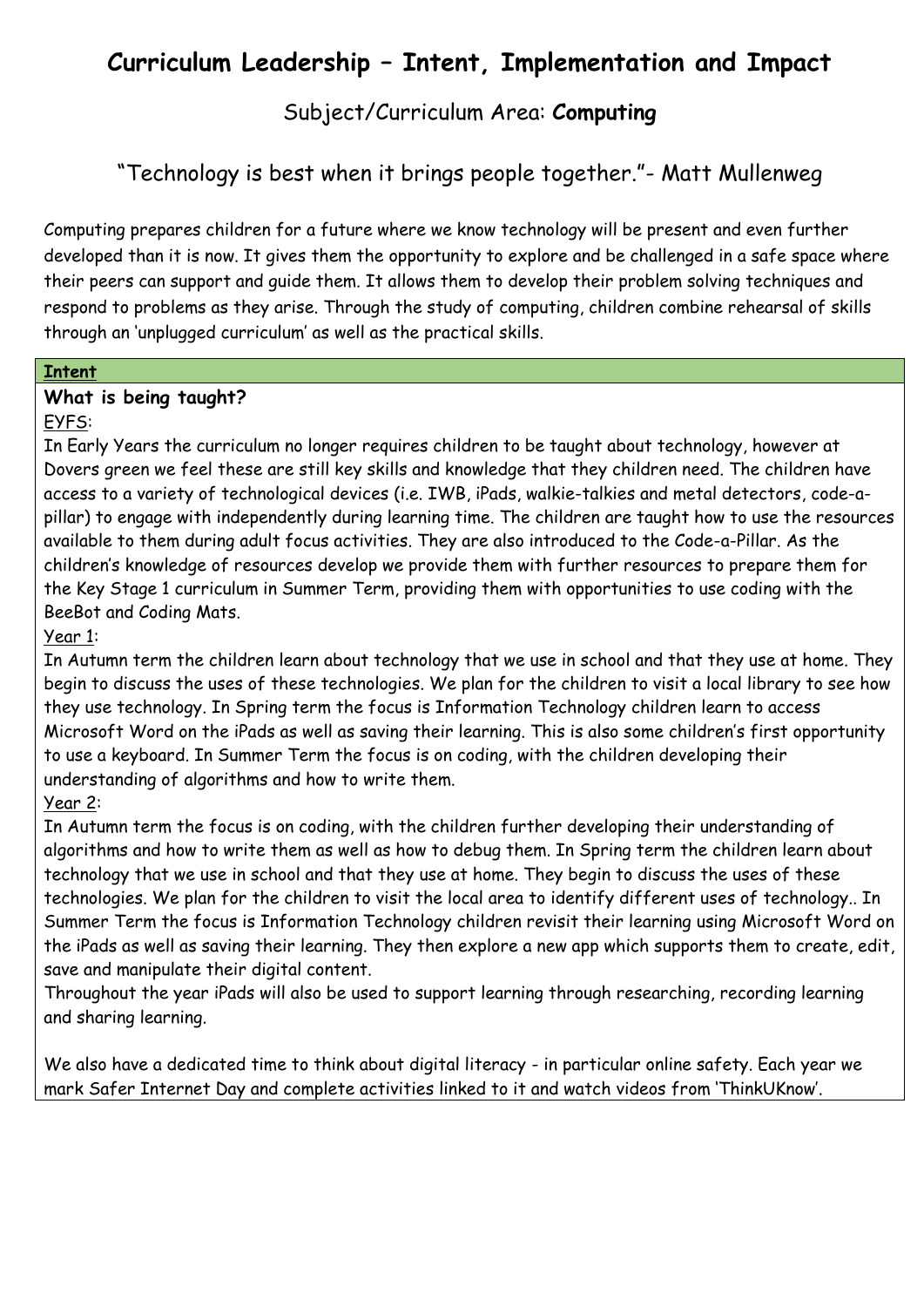# Curriculum Leadership – Intent, Implementation and Impact

## Subject/Curriculum Area: **Computing**

### "Technology is best when it brings people together."- Matt Mullenweg

Computing prepares children for a future where we know technology will be present and even further developed than it is now. It gives them the opportunity to explore and be challenged in a safe space where their peers can support and guide them. It allows them to develop their problem solving techniques and respond to problems as they arise. Through the study of computing, children combine rehearsal of skills through an 'unplugged curriculum' as well as the practical skills.

**Intent**

**What is being taught?**

EYFS:

In Early Years the curriculum no longer requires children to be taught about technology, however at Dovers green we feel these are still key skills and knowledge that they children need. The children have access to a variety of technological devices (i.e. IWB, iPads, walkie-talkies and metal detectors, code-a-pillar) to engage with independently during learning time. The children are taught how to use the resources available to them during adult focus activities. They are also introduced to the Code-a-Pillar. As the children's knowledge of resources develop we provide them with further resources to prepare them for the Key Stage 1 curriculum in Summer Term, providing them with opportunities to use coding with the BeeBot and Coding Mats.

Year 1:

In Autumn term the children learn about technology that we use in school and that they use at home. They begin to discuss the uses of these technologies. We plan for the children to visit a local library to see how they use technology. In Spring term the focus is Information Technology children learn to access Microsoft Word on the iPads as well as saving their learning. This is also some children's first opportunity to use a keyboard. In Summer Term the focus is on coding, with the children developing their understanding of algorithms and how to write them.

Year 2:

In Autumn term the focus is on coding, with the children further developing their understanding of algorithms and how to write them as well as how to debug them. In Spring term the children learn about technology that we use in school and that they use at home. They begin to discuss the uses of these technologies. We plan for the children to visit the local area to identify different uses of technology.. In Summer Term the focus is Information Technology children revisit their learning using Microsoft Word on the iPads as well as saving their learning. They then explore a new app which supports them to create, edit, save and manipulate their digital content.

Throughout the year iPads will also be used to support learning through researching, recording learning and sharing learning.

We also have a dedicated time to think about digital literacy - in particular online safety. Each year we mark Safer Internet Day and complete activities linked to it and watch videos from 'ThinkUKnow'.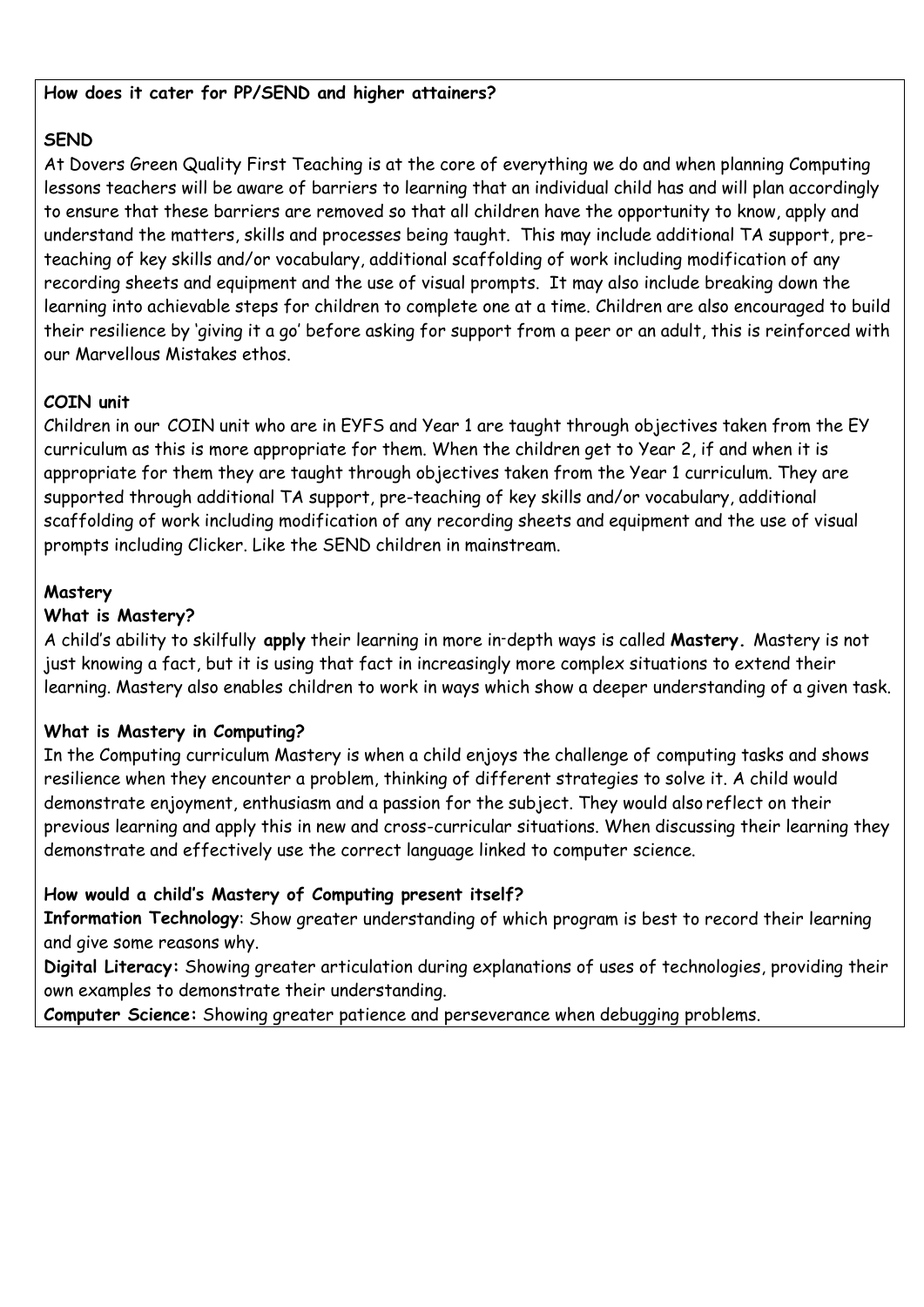**How does it cater for PP/SEND and higher attainers?**

**SEND**

At Dovers Green Quality First Teaching is at the core of everything we do and when planning Computing lessons teachers will be aware of barriers to learning that an individual child has and will plan accordingly to ensure that these barriers are removed so that all children have the opportunity to know, apply and understand the matters, skills and processes being taught. This may include additional TA support, pre-teaching of key skills and/or vocabulary, additional scaffolding of work including modification of any recording sheets and equipment and the use of visual prompts. It may also include breaking down the learning into achievable steps for children to complete one at a time. Children are also encouraged to build their resilience by 'giving it a go' before asking for support from a peer or an adult, this is reinforced with our Marvellous Mistakes ethos.

**COIN unit**

Children in our COIN unit who are in EYFS and Year 1 are taught through objectives taken from the EY curriculum as this is more appropriate for them. When the children get to Year 2, if and when it is appropriate for them they are taught through objectives taken from the Year 1 curriculum. They are supported through additional TA support, pre-teaching of key skills and/or vocabulary, additional scaffolding of work including modification of any recording sheets and equipment and the use of visual prompts including Clicker. Like the SEND children in mainstream.

**Mastery**

**What is Mastery?**

A child's ability to skilfully **apply** their learning in more in-depth ways is called **Mastery.** Mastery is not just knowing a fact, but it is using that fact in increasingly more complex situations to extend their learning. Mastery also enables children to work in ways which show a deeper understanding of a given task.

**What is Mastery in Computing?**

In the Computing curriculum Mastery is when a child enjoys the challenge of computing tasks and shows resilience when they encounter a problem, thinking of different strategies to solve it. A child would demonstrate enjoyment, enthusiasm and a passion for the subject. They would also reflect on their previous learning and apply this in new and cross-curricular situations. When discussing their learning they demonstrate and effectively use the correct language linked to computer science.

**How would a child's Mastery of Computing present itself?**

**Information Technology**: Show greater understanding of which program is best to record their learning and give some reasons why.

**Digital Literacy:** Showing greater articulation during explanations of uses of technologies, providing their own examples to demonstrate their understanding.

**Computer Science:** Showing greater patience and perseverance when debugging problems.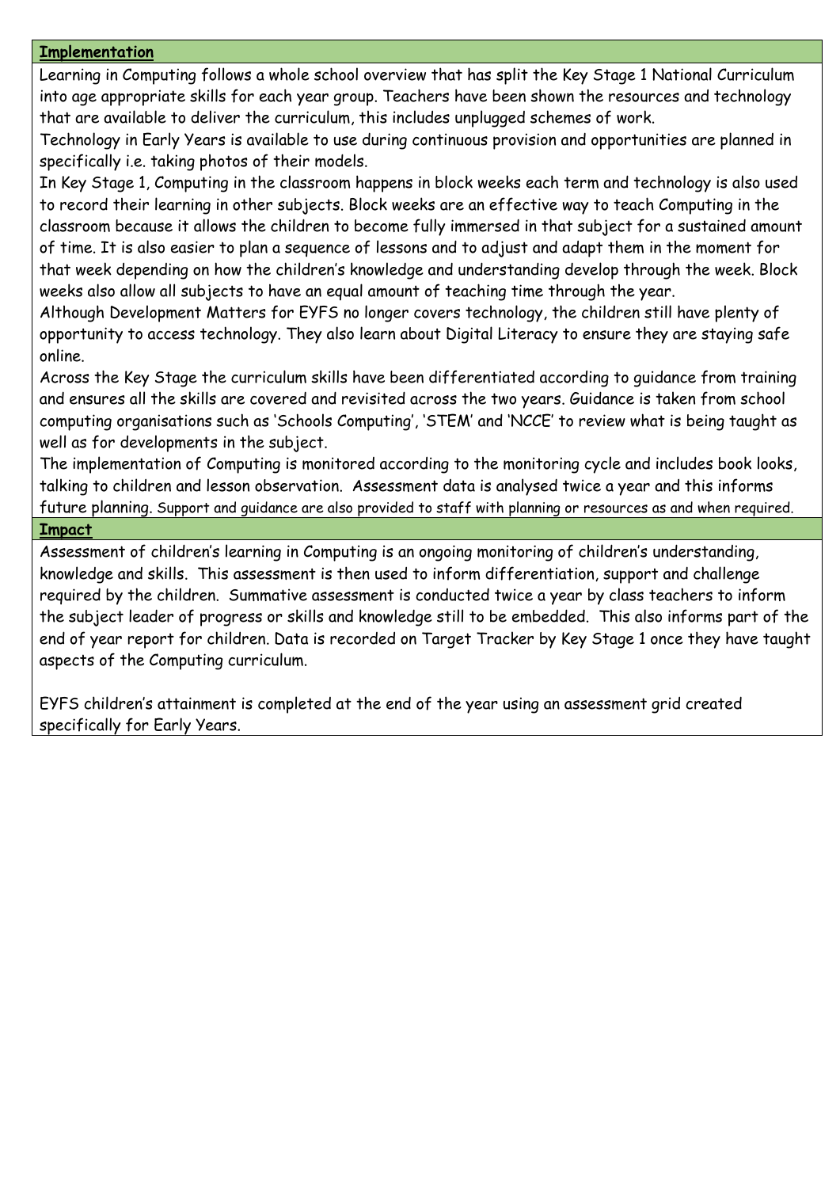**Implementation**

Learning in Computing follows a whole school overview that has split the Key Stage 1 National Curriculum into age appropriate skills for each year group. Teachers have been shown the resources and technology that are available to deliver the curriculum, this includes unplugged schemes of work.

Technology in Early Years is available to use during continuous provision and opportunities are planned in specifically i.e. taking photos of their models.

In Key Stage 1, Computing in the classroom happens in block weeks each term and technology is also used to record their learning in other subjects. Block weeks are an effective way to teach Computing in the classroom because it allows the children to become fully immersed in that subject for a sustained amount of time. It is also easier to plan a sequence of lessons and to adjust and adapt them in the moment for that week depending on how the children's knowledge and understanding develop through the week. Block weeks also allow all subjects to have an equal amount of teaching time through the year.

Although Development Matters for EYFS no longer covers technology, the children still have plenty of opportunity to access technology. They also learn about Digital Literacy to ensure they are staying safe online.

Across the Key Stage the curriculum skills have been differentiated according to guidance from training and ensures all the skills are covered and revisited across the two years. Guidance is taken from school computing organisations such as 'Schools Computing', 'STEM' and 'NCCE' to review what is being taught as well as for developments in the subject.

The implementation of Computing is monitored according to the monitoring cycle and includes book looks, talking to children and lesson observation. Assessment data is analysed twice a year and this informs future planning. Support and guidance are also provided to staff with planning or resources as and when required.

**Impact**

Assessment of children's learning in Computing is an ongoing monitoring of children's understanding, knowledge and skills. This assessment is then used to inform differentiation, support and challenge required by the children. Summative assessment is conducted twice a year by class teachers to inform the subject leader of progress or skills and knowledge still to be embedded. This also informs part of the end of year report for children. Data is recorded on Target Tracker by Key Stage 1 once they have taught aspects of the Computing curriculum.

EYFS children's attainment is completed at the end of the year using an assessment grid created specifically for Early Years.